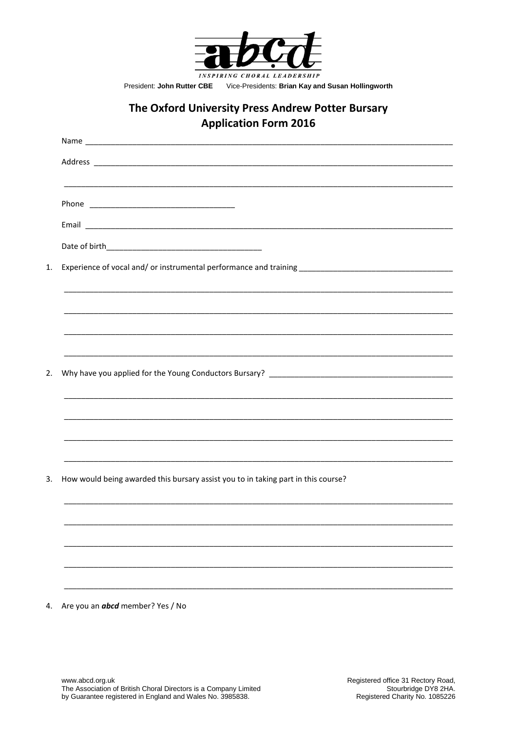abcd

INSPIRING CHORAL LEADERSHIP

President: **John Rutter CBE** Vice-Presidents: **Brian Kay and Susan Hollingworth**

# The Oxford University Press Andrew Potter Bursary
## Application Form 2016

Name ____________________________________________

Address ____________________________________________

____________________________________________

Phone ________________________

Email ____________________________________________

Date of birth ________________________

1. Experience of vocal and/ or instrumental performance and training ____________________

____________________________________________

____________________________________________

____________________________________________

____________________________________________

2. Why have you applied for the Young Conductors Bursary? ____________________

____________________________________________

____________________________________________

____________________________________________

____________________________________________

3. How would being awarded this bursary assist you to in taking part in this course?

____________________________________________

____________________________________________

____________________________________________

____________________________________________

____________________________________________

4. Are you an ***abcd*** member? Yes / No

www.abcd.org.uk
The Association of British Choral Directors is a Company Limited by Guarantee registered in England and Wales No. 3985838.

Registered office 31 Rectory Road, Stourbridge DY8 2HA.
Registered Charity No. 1085226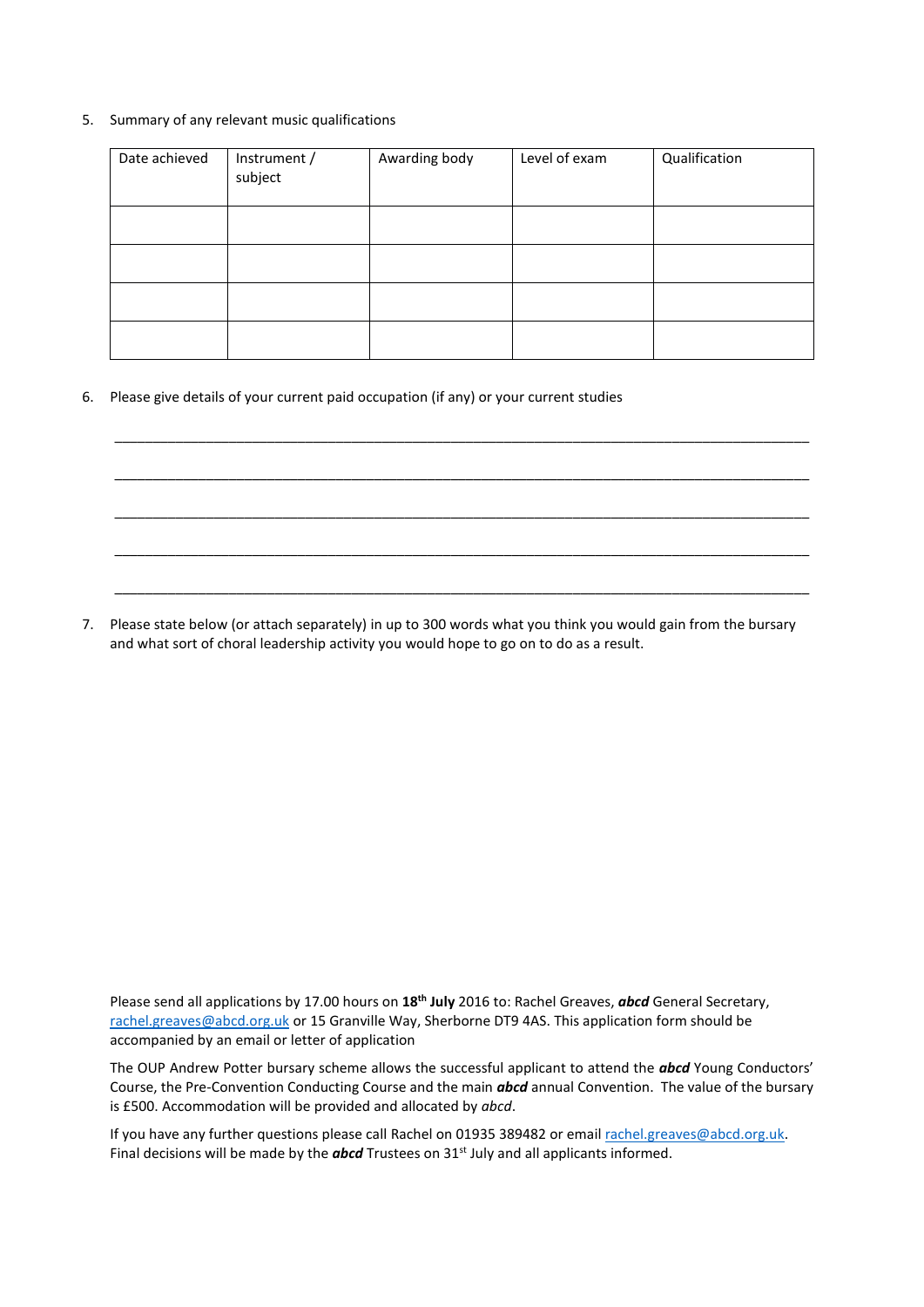5. Summary of any relevant music qualifications

| Date achieved | Instrument / subject | Awarding body | Level of exam | Qualification |
|---|---|---|---|---|
| | | | | |
| | | | | |
| | | | | |
| | | | | |

6. Please give details of your current paid occupation (if any) or your current studies

_______________________________________________________________________________

_______________________________________________________________________________

_______________________________________________________________________________

_______________________________________________________________________________

_______________________________________________________________________________

7. Please state below (or attach separately) in up to 300 words what you think you would gain from the bursary and what sort of choral leadership activity you would hope to go on to do as a result.

Please send all applications by 17.00 hours on **18th July** 2016 to: Rachel Greaves, ***abcd*** General Secretary, rachel.greaves@abcd.org.uk or 15 Granville Way, Sherborne DT9 4AS. This application form should be accompanied by an email or letter of application

The OUP Andrew Potter bursary scheme allows the successful applicant to attend the ***abcd*** Young Conductors' Course, the Pre-Convention Conducting Course and the main ***abcd*** annual Convention. The value of the bursary is £500. Accommodation will be provided and allocated by *abcd*.

If you have any further questions please call Rachel on 01935 389482 or email rachel.greaves@abcd.org.uk. Final decisions will be made by the ***abcd*** Trustees on 31st July and all applicants informed.